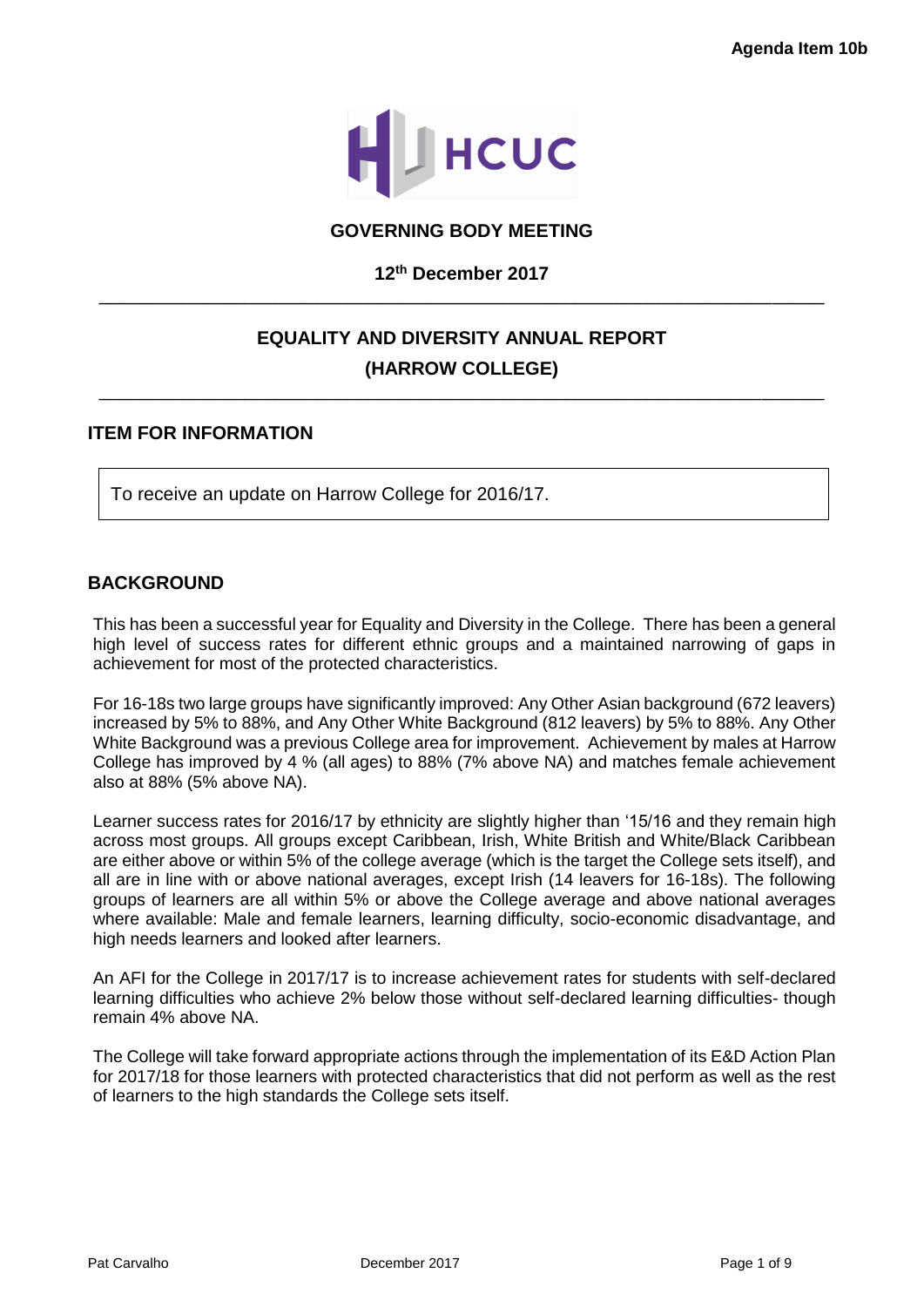**Agenda Item 10b**

HCUC

## GOVERNING BODY MEETING

**12th December 2017**

---

## EQUALITY AND DIVERSITY ANNUAL REPORT (HARROW COLLEGE)

---

### ITEM FOR INFORMATION

To receive an update on Harrow College for 2016/17.

### BACKGROUND

This has been a successful year for Equality and Diversity in the College. There has been a general high level of success rates for different ethnic groups and a maintained narrowing of gaps in achievement for most of the protected characteristics.

For 16-18s two large groups have significantly improved: Any Other Asian background (672 leavers) increased by 5% to 88%, and Any Other White Background (812 leavers) by 5% to 88%. Any Other White Background was a previous College area for improvement. Achievement by males at Harrow College has improved by 4 % (all ages) to 88% (7% above NA) and matches female achievement also at 88% (5% above NA).

Learner success rates for 2016/17 by ethnicity are slightly higher than '15/16 and they remain high across most groups. All groups except Caribbean, Irish, White British and White/Black Caribbean are either above or within 5% of the college average (which is the target the College sets itself), and all are in line with or above national averages, except Irish (14 leavers for 16-18s). The following groups of learners are all within 5% or above the College average and above national averages where available: Male and female learners, learning difficulty, socio-economic disadvantage, and high needs learners and looked after learners.

An AFI for the College in 2017/17 is to increase achievement rates for students with self-declared learning difficulties who achieve 2% below those without self-declared learning difficulties- though remain 4% above NA.

The College will take forward appropriate actions through the implementation of its E&D Action Plan for 2017/18 for those learners with protected characteristics that did not perform as well as the rest of learners to the high standards the College sets itself.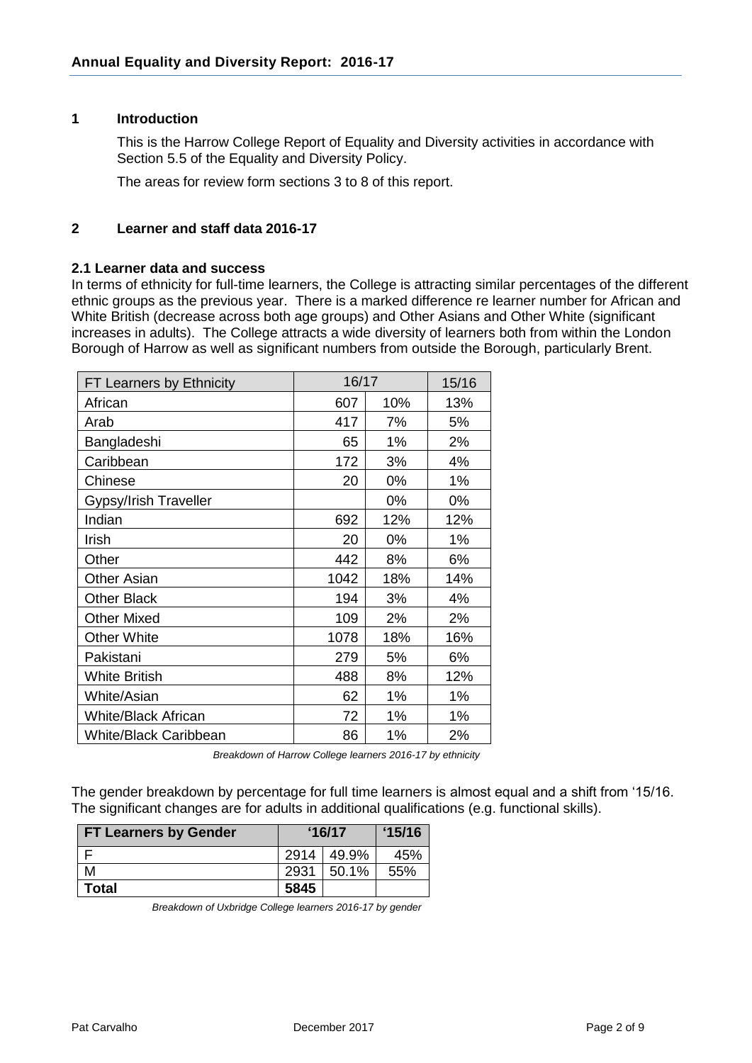## 1 Introduction

This is the Harrow College Report of Equality and Diversity activities in accordance with Section 5.5 of the Equality and Diversity Policy.

The areas for review form sections 3 to 8 of this report.

## 2 Learner and staff data 2016-17

### 2.1 Learner data and success

In terms of ethnicity for full-time learners, the College is attracting similar percentages of the different ethnic groups as the previous year. There is a marked difference re learner number for African and White British (decrease across both age groups) and Other Asians and Other White (significant increases in adults). The College attracts a wide diversity of learners both from within the London Borough of Harrow as well as significant numbers from outside the Borough, particularly Brent.

| FT Learners by Ethnicity | 16/17 | | 15/16 |
|---|---|---|---|
| African | 607 | 10% | 13% |
| Arab | 417 | 7% | 5% |
| Bangladeshi | 65 | 1% | 2% |
| Caribbean | 172 | 3% | 4% |
| Chinese | 20 | 0% | 1% |
| Gypsy/Irish Traveller | | 0% | 0% |
| Indian | 692 | 12% | 12% |
| Irish | 20 | 0% | 1% |
| Other | 442 | 8% | 6% |
| Other Asian | 1042 | 18% | 14% |
| Other Black | 194 | 3% | 4% |
| Other Mixed | 109 | 2% | 2% |
| Other White | 1078 | 18% | 16% |
| Pakistani | 279 | 5% | 6% |
| White British | 488 | 8% | 12% |
| White/Asian | 62 | 1% | 1% |
| White/Black African | 72 | 1% | 1% |
| White/Black Caribbean | 86 | 1% | 2% |

*Breakdown of Harrow College learners 2016-17 by ethnicity*

The gender breakdown by percentage for full time learners is almost equal and a shift from '15/16. The significant changes are for adults in additional qualifications (e.g. functional skills).

| FT Learners by Gender | '16/17 | | '15/16 |
|---|---|---|---|
| F | 2914 | 49.9% | 45% |
| M | 2931 | 50.1% | 55% |
| **Total** | **5845** | | |

*Breakdown of Uxbridge College learners 2016-17 by gender*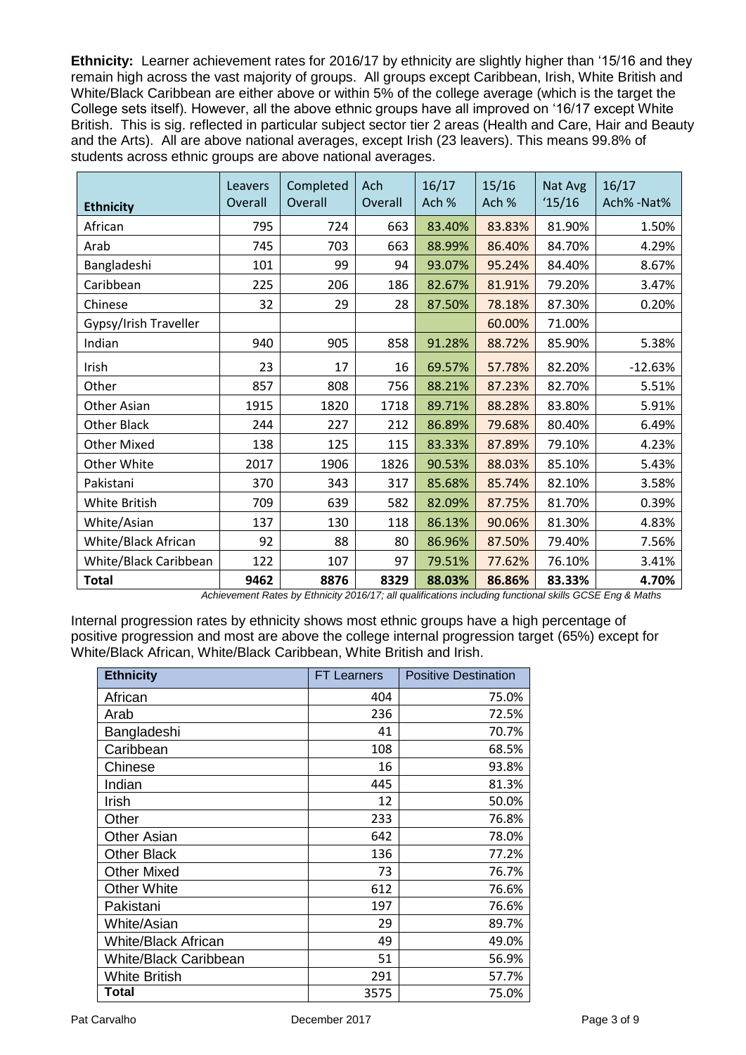**Ethnicity:** Learner achievement rates for 2016/17 by ethnicity are slightly higher than '15/16 and they remain high across the vast majority of groups. All groups except Caribbean, Irish, White British and White/Black Caribbean are either above or within 5% of the college average (which is the target the College sets itself). However, all the above ethnic groups have all improved on '16/17 except White British. This is sig. reflected in particular subject sector tier 2 areas (Health and Care, Hair and Beauty and the Arts). All are above national averages, except Irish (23 leavers). This means 99.8% of students across ethnic groups are above national averages.

| Ethnicity | Leavers Overall | Completed Overall | Ach Overall | 16/17 Ach % | 15/16 Ach % | Nat Avg '15/16 | 16/17 Ach% -Nat% |
|---|---|---|---|---|---|---|---|
| African | 795 | 724 | 663 | 83.40% | 83.83% | 81.90% | 1.50% |
| Arab | 745 | 703 | 663 | 88.99% | 86.40% | 84.70% | 4.29% |
| Bangladeshi | 101 | 99 | 94 | 93.07% | 95.24% | 84.40% | 8.67% |
| Caribbean | 225 | 206 | 186 | 82.67% | 81.91% | 79.20% | 3.47% |
| Chinese | 32 | 29 | 28 | 87.50% | 78.18% | 87.30% | 0.20% |
| Gypsy/Irish Traveller | | | | | 60.00% | 71.00% | |
| Indian | 940 | 905 | 858 | 91.28% | 88.72% | 85.90% | 5.38% |
| Irish | 23 | 17 | 16 | 69.57% | 57.78% | 82.20% | -12.63% |
| Other | 857 | 808 | 756 | 88.21% | 87.23% | 82.70% | 5.51% |
| Other Asian | 1915 | 1820 | 1718 | 89.71% | 88.28% | 83.80% | 5.91% |
| Other Black | 244 | 227 | 212 | 86.89% | 79.68% | 80.40% | 6.49% |
| Other Mixed | 138 | 125 | 115 | 83.33% | 87.89% | 79.10% | 4.23% |
| Other White | 2017 | 1906 | 1826 | 90.53% | 88.03% | 85.10% | 5.43% |
| Pakistani | 370 | 343 | 317 | 85.68% | 85.74% | 82.10% | 3.58% |
| White British | 709 | 639 | 582 | 82.09% | 87.75% | 81.70% | 0.39% |
| White/Asian | 137 | 130 | 118 | 86.13% | 90.06% | 81.30% | 4.83% |
| White/Black African | 92 | 88 | 80 | 86.96% | 87.50% | 79.40% | 7.56% |
| White/Black Caribbean | 122 | 107 | 97 | 79.51% | 77.62% | 76.10% | 3.41% |
| **Total** | **9462** | **8876** | **8329** | **88.03%** | **86.86%** | **83.33%** | **4.70%** |

*Achievement Rates by Ethnicity 2016/17; all qualifications including functional skills GCSE Eng & Maths*

Internal progression rates by ethnicity shows most ethnic groups have a high percentage of positive progression and most are above the college internal progression target (65%) except for White/Black African, White/Black Caribbean, White British and Irish.

| Ethnicity | FT Learners | Positive Destination |
|---|---|---|
| African | 404 | 75.0% |
| Arab | 236 | 72.5% |
| Bangladeshi | 41 | 70.7% |
| Caribbean | 108 | 68.5% |
| Chinese | 16 | 93.8% |
| Indian | 445 | 81.3% |
| Irish | 12 | 50.0% |
| Other | 233 | 76.8% |
| Other Asian | 642 | 78.0% |
| Other Black | 136 | 77.2% |
| Other Mixed | 73 | 76.7% |
| Other White | 612 | 76.6% |
| Pakistani | 197 | 76.6% |
| White/Asian | 29 | 89.7% |
| White/Black African | 49 | 49.0% |
| White/Black Caribbean | 51 | 56.9% |
| White British | 291 | 57.7% |
| **Total** | 3575 | 75.0% |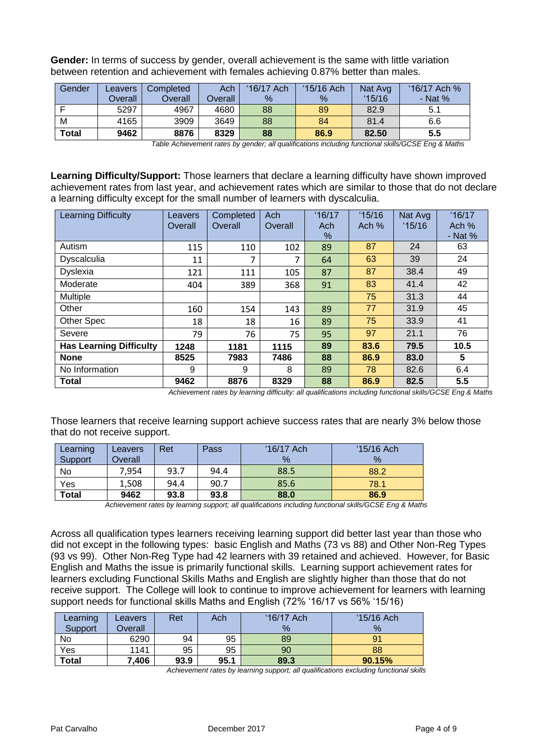**Gender:** In terms of success by gender, overall achievement is the same with little variation between retention and achievement with females achieving 0.87% better than males.

| Gender | Leavers Overall | Completed Overall | Ach Overall | '16/17 Ach % | '15/16 Ach % | Nat Avg '15/16 | '16/17 Ach % - Nat % |
|---|---|---|---|---|---|---|---|
| F | 5297 | 4967 | 4680 | 88 | 89 | 82.9 | 5.1 |
| M | 4165 | 3909 | 3649 | 88 | 84 | 81.4 | 6.6 |
| **Total** | **9462** | **8876** | **8329** | **88** | **86.9** | **82.50** | **5.5** |

*Table Achievement rates by gender; all qualifications including functional skills/GCSE Eng & Maths*

**Learning Difficulty/Support:** Those learners that declare a learning difficulty have shown improved achievement rates from last year, and achievement rates which are similar to those that do not declare a learning difficulty except for the small number of learners with dyscalculia.

| Learning Difficulty | Leavers Overall | Completed Overall | Ach Overall | '16/17 Ach % | '15/16 Ach % | Nat Avg '15/16 | '16/17 Ach % - Nat % |
|---|---|---|---|---|---|---|---|
| Autism | 115 | 110 | 102 | 89 | 87 | 24 | 63 |
| Dyscalculia | 11 | 7 | 7 | 64 | 63 | 39 | 24 |
| Dyslexia | 121 | 111 | 105 | 87 | 87 | 38.4 | 49 |
| Moderate | 404 | 389 | 368 | 91 | 83 | 41.4 | 42 |
| Multiple | | | | | 75 | 31.3 | 44 |
| Other | 160 | 154 | 143 | 89 | 77 | 31.9 | 45 |
| Other Spec | 18 | 18 | 16 | 89 | 75 | 33.9 | 41 |
| Severe | 79 | 76 | 75 | 95 | 97 | 21.1 | 76 |
| **Has Learning Difficulty** | **1248** | **1181** | **1115** | **89** | **83.6** | **79.5** | **10.5** |
| **None** | **8525** | **7983** | **7486** | **88** | **86.9** | **83.0** | **5** |
| No Information | 9 | 9 | 8 | 89 | 78 | 82.6 | 6.4 |
| **Total** | **9462** | **8876** | **8329** | **88** | **86.9** | **82.5** | **5.5** |

*Achievement rates by learning difficulty: all qualifications including functional skills/GCSE Eng & Maths*

Those learners that receive learning support achieve success rates that are nearly 3% below those that do not receive support.

| Learning Support | Leavers Overall | Ret | Pass | '16/17 Ach % | '15/16 Ach % |
|---|---|---|---|---|---|
| No | 7,954 | 93.7 | 94.4 | 88.5 | 88.2 |
| Yes | 1,508 | 94.4 | 90.7 | 85.6 | 78.1 |
| **Total** | **9462** | **93.8** | **93.8** | **88.0** | **86.9** |

*Achievement rates by learning support; all qualifications including functional skills/GCSE Eng & Maths*

Across all qualification types learners receiving learning support did better last year than those who did not except in the following types: basic English and Maths (73 vs 88) and Other Non-Reg Types (93 vs 99). Other Non-Reg Type had 42 learners with 39 retained and achieved. However, for Basic English and Maths the issue is primarily functional skills. Learning support achievement rates for learners excluding Functional Skills Maths and English are slightly higher than those that do not receive support. The College will look to continue to improve achievement for learners with learning support needs for functional skills Maths and English (72% '16/17 vs 56% '15/16)

| Learning Support | Leavers Overall | Ret | Ach | '16/17 Ach % | '15/16 Ach % |
|---|---|---|---|---|---|
| No | 6290 | 94 | 95 | 89 | 91 |
| Yes | 1141 | 95 | 95 | 90 | 88 |
| **Total** | **7,406** | **93.9** | **95.1** | **89.3** | **90.15%** |

*Achievement rates by learning support; all qualifications excluding functional skills*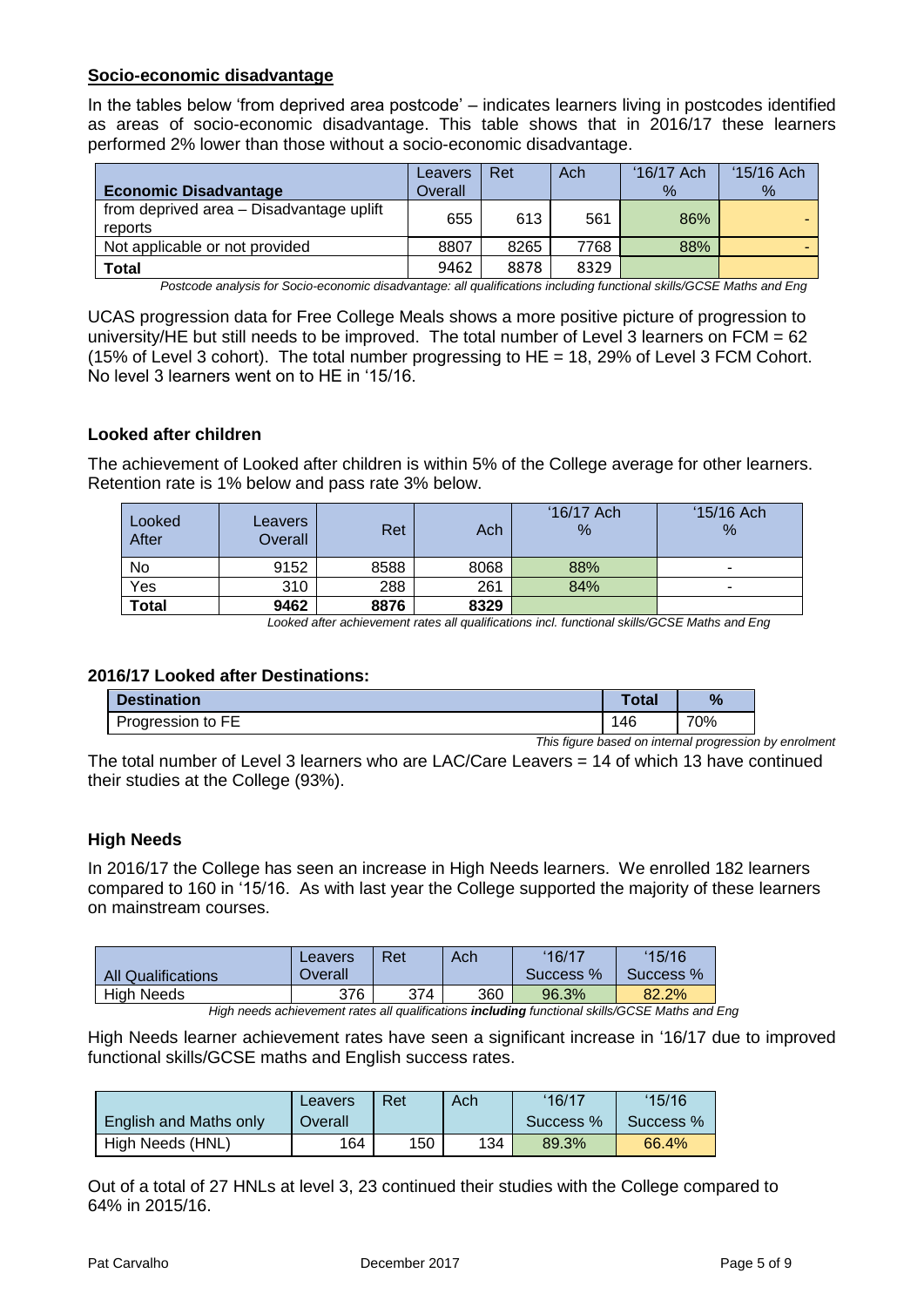## Socio-economic disadvantage

In the tables below 'from deprived area postcode' – indicates learners living in postcodes identified as areas of socio-economic disadvantage. This table shows that in 2016/17 these learners performed 2% lower than those without a socio-economic disadvantage.

| Economic Disadvantage | Leavers Overall | Ret | Ach | '16/17 Ach % | '15/16 Ach % |
|---|---|---|---|---|---|
| from deprived area – Disadvantage uplift reports | 655 | 613 | 561 | 86% | - |
| Not applicable or not provided | 8807 | 8265 | 7768 | 88% | - |
| **Total** | 9462 | 8878 | 8329 | | |

*Postcode analysis for Socio-economic disadvantage: all qualifications including functional skills/GCSE Maths and Eng*

UCAS progression data for Free College Meals shows a more positive picture of progression to university/HE but still needs to be improved. The total number of Level 3 learners on FCM = 62 (15% of Level 3 cohort). The total number progressing to HE = 18, 29% of Level 3 FCM Cohort. No level 3 learners went on to HE in '15/16.

### Looked after children

The achievement of Looked after children is within 5% of the College average for other learners. Retention rate is 1% below and pass rate 3% below.

| Looked After | Leavers Overall | Ret | Ach | '16/17 Ach % | '15/16 Ach % |
|---|---|---|---|---|---|
| No | 9152 | 8588 | 8068 | 88% | - |
| Yes | 310 | 288 | 261 | 84% | - |
| **Total** | **9462** | **8876** | **8329** | | |

*Looked after achievement rates all qualifications incl. functional skills/GCSE Maths and Eng*

### 2016/17 Looked after Destinations:

| Destination | Total | % |
|---|---|---|
| Progression to FE | 146 | 70% |

*This figure based on internal progression by enrolment*

The total number of Level 3 learners who are LAC/Care Leavers = 14 of which 13 have continued their studies at the College (93%).

### High Needs

In 2016/17 the College has seen an increase in High Needs learners. We enrolled 182 learners compared to 160 in '15/16. As with last year the College supported the majority of these learners on mainstream courses.

| All Qualifications | Leavers Overall | Ret | Ach | '16/17 Success % | '15/16 Success % |
|---|---|---|---|---|---|
| High Needs | 376 | 374 | 360 | 96.3% | 82.2% |

*High needs achievement rates all qualifications **including** functional skills/GCSE Maths and Eng*

High Needs learner achievement rates have seen a significant increase in '16/17 due to improved functional skills/GCSE maths and English success rates.

| English and Maths only | Leavers Overall | Ret | Ach | '16/17 Success % | '15/16 Success % |
|---|---|---|---|---|---|
| High Needs (HNL) | 164 | 150 | 134 | 89.3% | 66.4% |

Out of a total of 27 HNLs at level 3, 23 continued their studies with the College compared to 64% in 2015/16.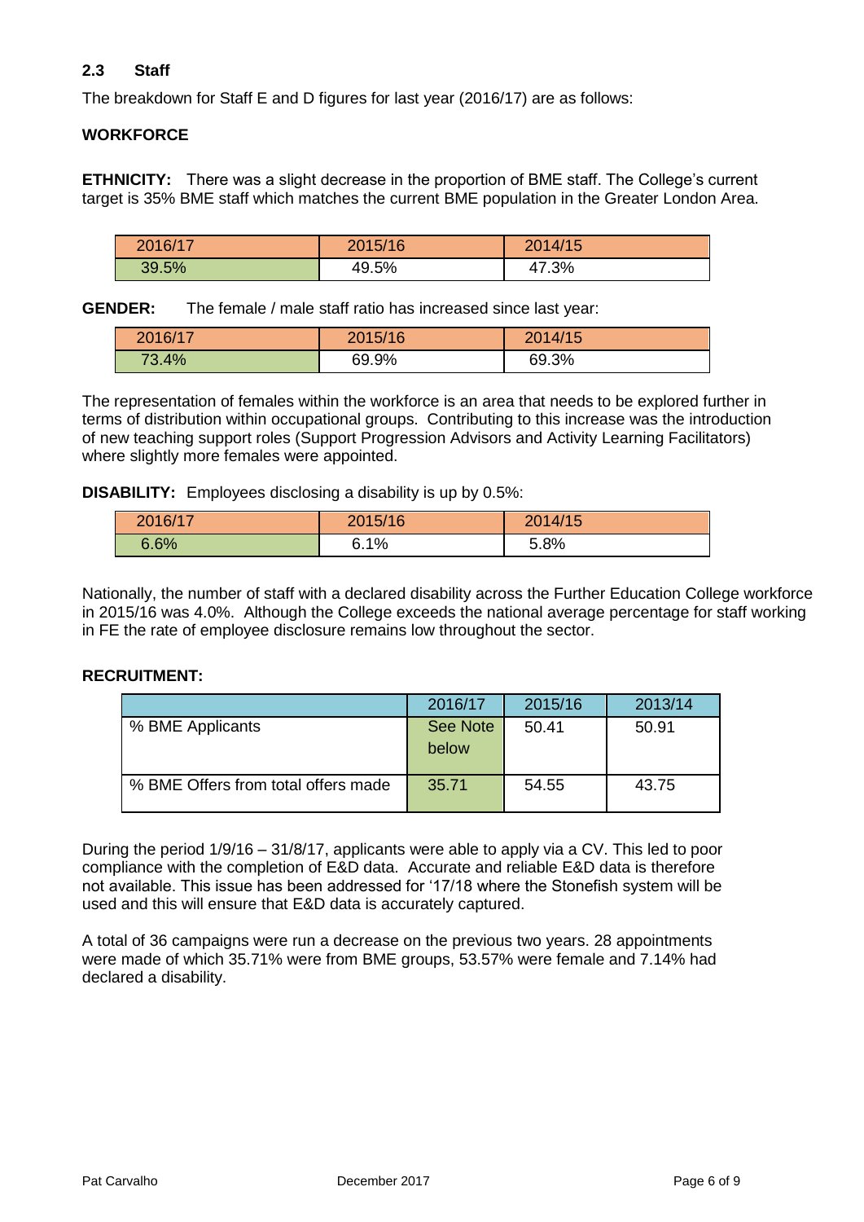## 2.3 Staff

The breakdown for Staff E and D figures for last year (2016/17) are as follows:

**WORKFORCE**

**ETHNICITY:** There was a slight decrease in the proportion of BME staff. The College's current target is 35% BME staff which matches the current BME population in the Greater London Area.

| 2016/17 | 2015/16 | 2014/15 |
|---|---|---|
| 39.5% | 49.5% | 47.3% |

**GENDER:** The female / male staff ratio has increased since last year:

| 2016/17 | 2015/16 | 2014/15 |
|---|---|---|
| 73.4% | 69.9% | 69.3% |

The representation of females within the workforce is an area that needs to be explored further in terms of distribution within occupational groups. Contributing to this increase was the introduction of new teaching support roles (Support Progression Advisors and Activity Learning Facilitators) where slightly more females were appointed.

**DISABILITY:** Employees disclosing a disability is up by 0.5%:

| 2016/17 | 2015/16 | 2014/15 |
|---|---|---|
| 6.6% | 6.1% | 5.8% |

Nationally, the number of staff with a declared disability across the Further Education College workforce in 2015/16 was 4.0%. Although the College exceeds the national average percentage for staff working in FE the rate of employee disclosure remains low throughout the sector.

**RECRUITMENT:**

| | 2016/17 | 2015/16 | 2013/14 |
|---|---|---|---|
| % BME Applicants | See Note below | 50.41 | 50.91 |
| % BME Offers from total offers made | 35.71 | 54.55 | 43.75 |

During the period 1/9/16 – 31/8/17, applicants were able to apply via a CV. This led to poor compliance with the completion of E&D data. Accurate and reliable E&D data is therefore not available. This issue has been addressed for '17/18 where the Stonefish system will be used and this will ensure that E&D data is accurately captured.

A total of 36 campaigns were run a decrease on the previous two years. 28 appointments were made of which 35.71% were from BME groups, 53.57% were female and 7.14% had declared a disability.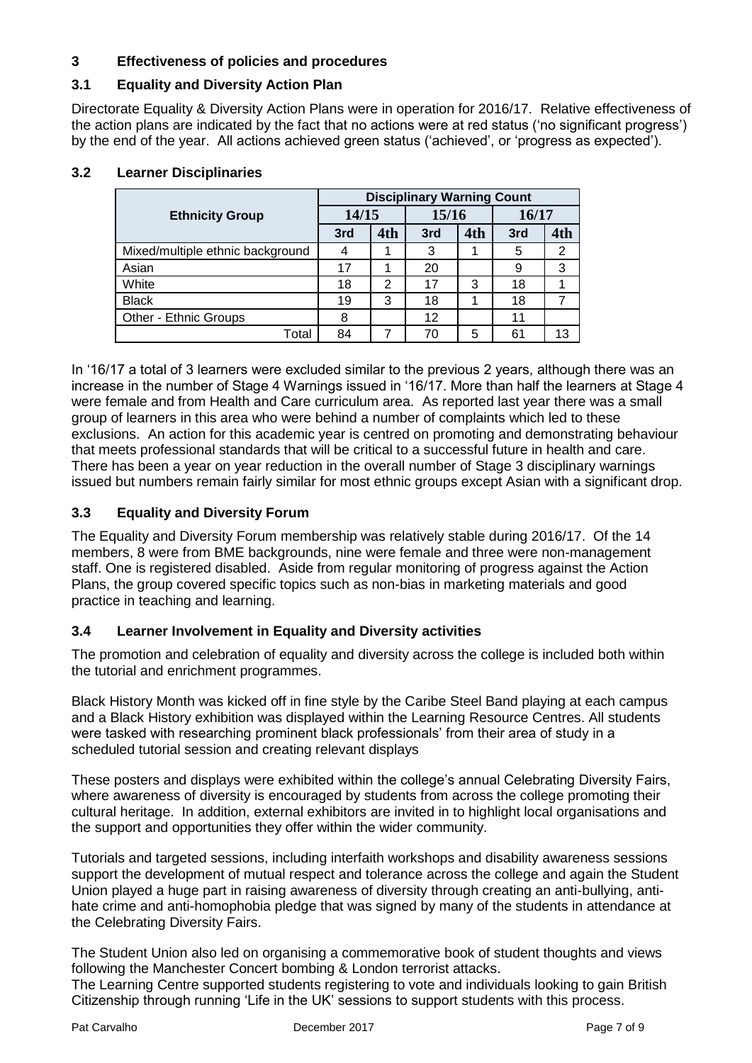## 3 Effectiveness of policies and procedures

### 3.1 Equality and Diversity Action Plan

Directorate Equality & Diversity Action Plans were in operation for 2016/17. Relative effectiveness of the action plans are indicated by the fact that no actions were at red status ('no significant progress') by the end of the year. All actions achieved green status ('achieved', or 'progress as expected').

### 3.2 Learner Disciplinaries

| Ethnicity Group | Disciplinary Warning Count | | | | | |
|---|---|---|---|---|---|---|
| | 14/15 | | 15/16 | | 16/17 | |
| | 3rd | 4th | 3rd | 4th | 3rd | 4th |
| Mixed/multiple ethnic background | 4 | 1 | 3 | 1 | 5 | 2 |
| Asian | 17 | 1 | 20 | | 9 | 3 |
| White | 18 | 2 | 17 | 3 | 18 | 1 |
| Black | 19 | 3 | 18 | 1 | 18 | 7 |
| Other - Ethnic Groups | 8 | | 12 | | 11 | |
| Total | 84 | 7 | 70 | 5 | 61 | 13 |

In '16/17 a total of 3 learners were excluded similar to the previous 2 years, although there was an increase in the number of Stage 4 Warnings issued in '16/17. More than half the learners at Stage 4 were female and from Health and Care curriculum area. As reported last year there was a small group of learners in this area who were behind a number of complaints which led to these exclusions. An action for this academic year is centred on promoting and demonstrating behaviour that meets professional standards that will be critical to a successful future in health and care. There has been a year on year reduction in the overall number of Stage 3 disciplinary warnings issued but numbers remain fairly similar for most ethnic groups except Asian with a significant drop.

### 3.3 Equality and Diversity Forum

The Equality and Diversity Forum membership was relatively stable during 2016/17. Of the 14 members, 8 were from BME backgrounds, nine were female and three were non-management staff. One is registered disabled. Aside from regular monitoring of progress against the Action Plans, the group covered specific topics such as non-bias in marketing materials and good practice in teaching and learning.

### 3.4 Learner Involvement in Equality and Diversity activities

The promotion and celebration of equality and diversity across the college is included both within the tutorial and enrichment programmes.

Black History Month was kicked off in fine style by the Caribe Steel Band playing at each campus and a Black History exhibition was displayed within the Learning Resource Centres. All students were tasked with researching prominent black professionals' from their area of study in a scheduled tutorial session and creating relevant displays

These posters and displays were exhibited within the college's annual Celebrating Diversity Fairs, where awareness of diversity is encouraged by students from across the college promoting their cultural heritage. In addition, external exhibitors are invited in to highlight local organisations and the support and opportunities they offer within the wider community.

Tutorials and targeted sessions, including interfaith workshops and disability awareness sessions support the development of mutual respect and tolerance across the college and again the Student Union played a huge part in raising awareness of diversity through creating an anti-bullying, anti-hate crime and anti-homophobia pledge that was signed by many of the students in attendance at the Celebrating Diversity Fairs.

The Student Union also led on organising a commemorative book of student thoughts and views following the Manchester Concert bombing & London terrorist attacks.
The Learning Centre supported students registering to vote and individuals looking to gain British Citizenship through running 'Life in the UK' sessions to support students with this process.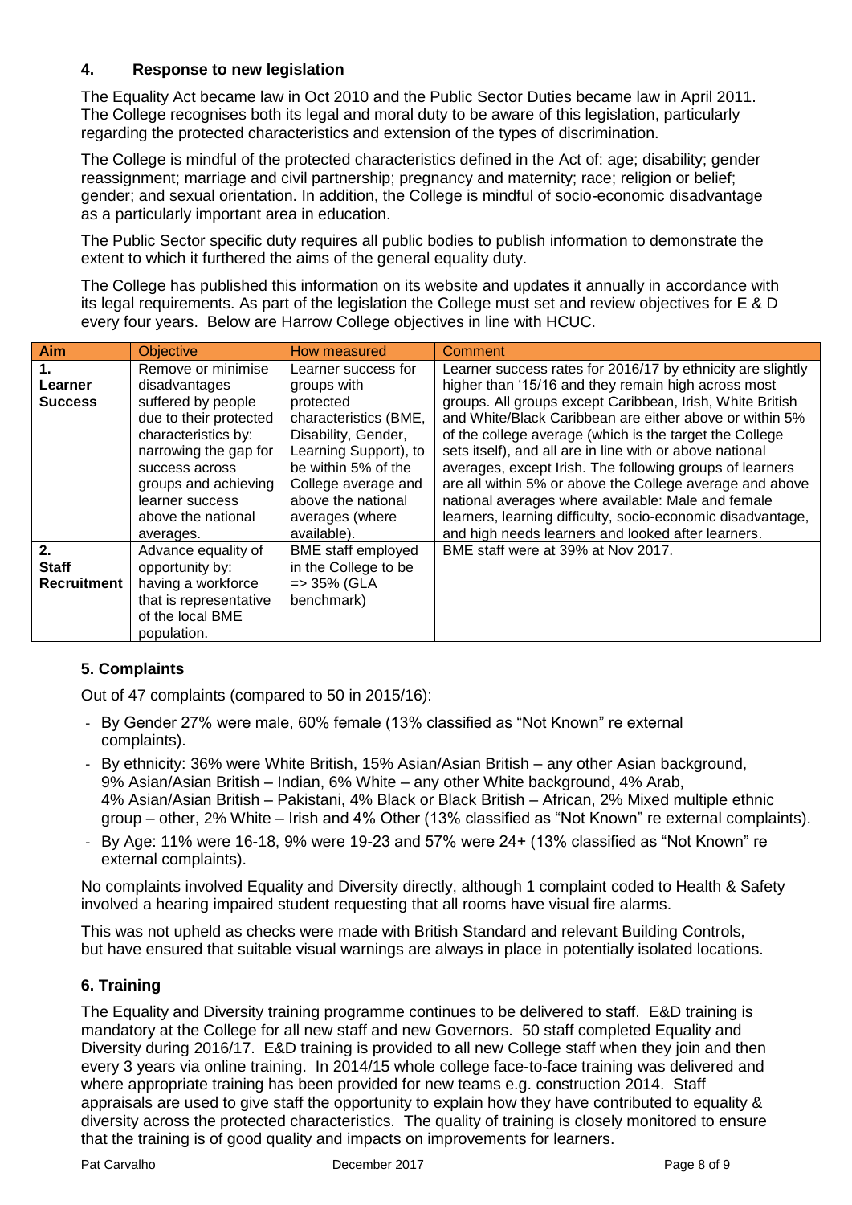## 4. Response to new legislation

The Equality Act became law in Oct 2010 and the Public Sector Duties became law in April 2011. The College recognises both its legal and moral duty to be aware of this legislation, particularly regarding the protected characteristics and extension of the types of discrimination.

The College is mindful of the protected characteristics defined in the Act of: age; disability; gender reassignment; marriage and civil partnership; pregnancy and maternity; race; religion or belief; gender; and sexual orientation. In addition, the College is mindful of socio-economic disadvantage as a particularly important area in education.

The Public Sector specific duty requires all public bodies to publish information to demonstrate the extent to which it furthered the aims of the general equality duty.

The College has published this information on its website and updates it annually in accordance with its legal requirements. As part of the legislation the College must set and review objectives for E & D every four years. Below are Harrow College objectives in line with HCUC.

| Aim | Objective | How measured | Comment |
|---|---|---|---|
| **1. Learner Success** | Remove or minimise disadvantages suffered by people due to their protected characteristics by: narrowing the gap for success across groups and achieving learner success above the national averages. | Learner success for groups with protected characteristics (BME, Disability, Gender, Learning Support), to be within 5% of the College average and above the national averages (where available). | Learner success rates for 2016/17 by ethnicity are slightly higher than '15/16 and they remain high across most groups. All groups except Caribbean, Irish, White British and White/Black Caribbean are either above or within 5% of the college average (which is the target the College sets itself), and all are in line with or above national averages, except Irish. The following groups of learners are all within 5% or above the College average and above national averages where available: Male and female learners, learning difficulty, socio-economic disadvantage, and high needs learners and looked after learners. |
| **2. Staff Recruitment** | Advance equality of opportunity by: having a workforce that is representative of the local BME population. | BME staff employed in the College to be => 35% (GLA benchmark) | BME staff were at 39% at Nov 2017. |

## 5. Complaints

Out of 47 complaints (compared to 50 in 2015/16):

- By Gender 27% were male, 60% female (13% classified as "Not Known" re external complaints).
- By ethnicity: 36% were White British, 15% Asian/Asian British – any other Asian background, 9% Asian/Asian British – Indian, 6% White – any other White background, 4% Arab, 4% Asian/Asian British – Pakistani, 4% Black or Black British – African, 2% Mixed multiple ethnic group – other, 2% White – Irish and 4% Other (13% classified as "Not Known" re external complaints).
- By Age: 11% were 16-18, 9% were 19-23 and 57% were 24+ (13% classified as "Not Known" re external complaints).

No complaints involved Equality and Diversity directly, although 1 complaint coded to Health & Safety involved a hearing impaired student requesting that all rooms have visual fire alarms.

This was not upheld as checks were made with British Standard and relevant Building Controls, but have ensured that suitable visual warnings are always in place in potentially isolated locations.

## 6. Training

The Equality and Diversity training programme continues to be delivered to staff. E&D training is mandatory at the College for all new staff and new Governors. 50 staff completed Equality and Diversity during 2016/17. E&D training is provided to all new College staff when they join and then every 3 years via online training. In 2014/15 whole college face-to-face training was delivered and where appropriate training has been provided for new teams e.g. construction 2014. Staff appraisals are used to give staff the opportunity to explain how they have contributed to equality & diversity across the protected characteristics. The quality of training is closely monitored to ensure that the training is of good quality and impacts on improvements for learners.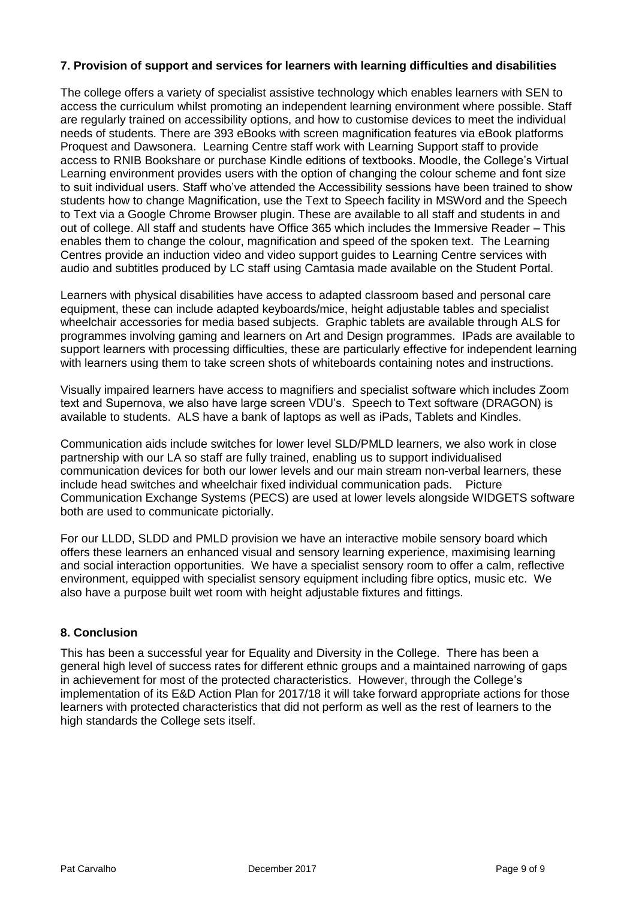## 7. Provision of support and services for learners with learning difficulties and disabilities

The college offers a variety of specialist assistive technology which enables learners with SEN to access the curriculum whilst promoting an independent learning environment where possible. Staff are regularly trained on accessibility options, and how to customise devices to meet the individual needs of students. There are 393 eBooks with screen magnification features via eBook platforms Proquest and Dawsonera. Learning Centre staff work with Learning Support staff to provide access to RNIB Bookshare or purchase Kindle editions of textbooks. Moodle, the College's Virtual Learning environment provides users with the option of changing the colour scheme and font size to suit individual users. Staff who've attended the Accessibility sessions have been trained to show students how to change Magnification, use the Text to Speech facility in MSWord and the Speech to Text via a Google Chrome Browser plugin. These are available to all staff and students in and out of college. All staff and students have Office 365 which includes the Immersive Reader – This enables them to change the colour, magnification and speed of the spoken text. The Learning Centres provide an induction video and video support guides to Learning Centre services with audio and subtitles produced by LC staff using Camtasia made available on the Student Portal.

Learners with physical disabilities have access to adapted classroom based and personal care equipment, these can include adapted keyboards/mice, height adjustable tables and specialist wheelchair accessories for media based subjects. Graphic tablets are available through ALS for programmes involving gaming and learners on Art and Design programmes. IPads are available to support learners with processing difficulties, these are particularly effective for independent learning with learners using them to take screen shots of whiteboards containing notes and instructions.

Visually impaired learners have access to magnifiers and specialist software which includes Zoom text and Supernova, we also have large screen VDU's. Speech to Text software (DRAGON) is available to students. ALS have a bank of laptops as well as iPads, Tablets and Kindles.

Communication aids include switches for lower level SLD/PMLD learners, we also work in close partnership with our LA so staff are fully trained, enabling us to support individualised communication devices for both our lower levels and our main stream non-verbal learners, these include head switches and wheelchair fixed individual communication pads. Picture Communication Exchange Systems (PECS) are used at lower levels alongside WIDGETS software both are used to communicate pictorially.

For our LLDD, SLDD and PMLD provision we have an interactive mobile sensory board which offers these learners an enhanced visual and sensory learning experience, maximising learning and social interaction opportunities. We have a specialist sensory room to offer a calm, reflective environment, equipped with specialist sensory equipment including fibre optics, music etc. We also have a purpose built wet room with height adjustable fixtures and fittings.

## 8. Conclusion

This has been a successful year for Equality and Diversity in the College. There has been a general high level of success rates for different ethnic groups and a maintained narrowing of gaps in achievement for most of the protected characteristics. However, through the College's implementation of its E&D Action Plan for 2017/18 it will take forward appropriate actions for those learners with protected characteristics that did not perform as well as the rest of learners to the high standards the College sets itself.